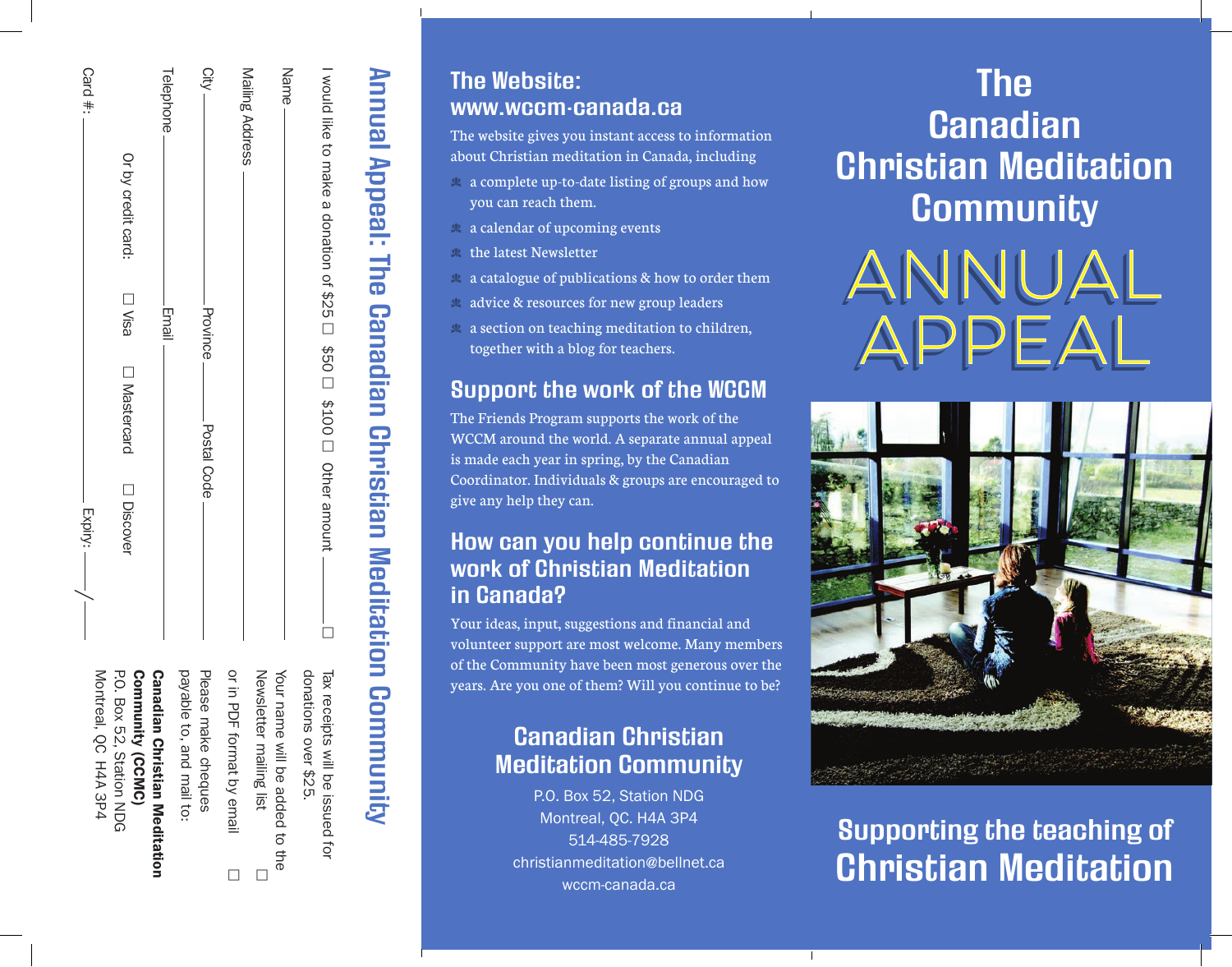# Annual Appeal: The Canadian Christian Meditation Community

I would like to make a donation of $25 ☐ $50 ☐ $100 ☐ Other amount ________ ☐

Tax receipts will be issued for donations over $25.

Name ____________________

Your name will be added to the Newsletter mailing list ☐

Mailing Address ____________________

or in PDF format by email ☐

City ________ Province ________ Postal Code ________

Please make cheques payable to, and mail to:

Telephone ________ Email ________

**Canadian Christian Meditation Community (CCMC)**
P.O. Box 52, Station NDG
Montreal, QC H4A 3P4

Or by credit card: ☐ Visa ☐ Mastercard ☐ Discover

Card #: ____________________ Expiry: ____ / ____

## The Website: www.wccm-canada.ca

The website gives you instant access to information about Christian meditation in Canada, including

- a complete up-to-date listing of groups and how you can reach them.
- a calendar of upcoming events
- the latest Newsletter
- a catalogue of publications & how to order them
- advice & resources for new group leaders
- a section on teaching meditation to children, together with a blog for teachers.

## Support the work of the WCCM

The Friends Program supports the work of the WCCM around the world. A separate annual appeal is made each year in spring, by the Canadian Coordinator. Individuals & groups are encouraged to give any help they can.

## How can you help continue the work of Christian Meditation in Canada?

Your ideas, input, suggestions and financial and volunteer support are most welcome. Many members of the Community have been most generous over the years. Are you one of them? Will you continue to be?

## Canadian Christian Meditation Community

P.O. Box 52, Station NDG
Montreal, QC. H4A 3P4
514-485-7928
christianmeditation@bellnet.ca
wccm-canada.ca

# The Canadian Christian Meditation Community

# ANNUAL APPEAL

## Supporting the teaching of Christian Meditation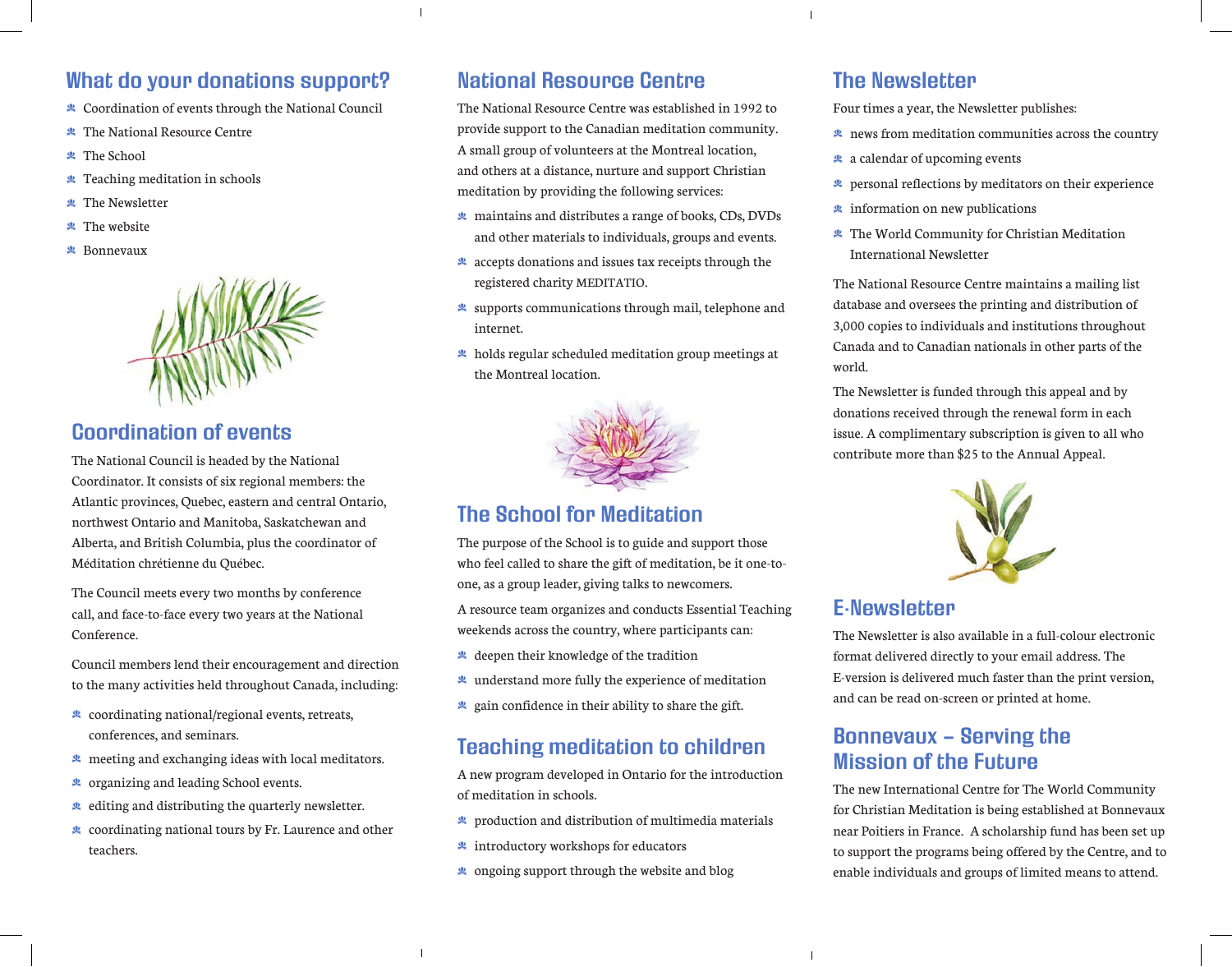## What do your donations support?

- Coordination of events through the National Council
- The National Resource Centre
- The School
- Teaching meditation in schools
- The Newsletter
- The website
- Bonnevaux

## Coordination of events

The National Council is headed by the National Coordinator. It consists of six regional members: the Atlantic provinces, Quebec, eastern and central Ontario, northwest Ontario and Manitoba, Saskatchewan and Alberta, and British Columbia, plus the coordinator of Méditation chrétienne du Québec.

The Council meets every two months by conference call, and face-to-face every two years at the National Conference.

Council members lend their encouragement and direction to the many activities held throughout Canada, including:

- coordinating national/regional events, retreats, conferences, and seminars.
- meeting and exchanging ideas with local meditators.
- organizing and leading School events.
- editing and distributing the quarterly newsletter.
- coordinating national tours by Fr. Laurence and other teachers.

## National Resource Centre

The National Resource Centre was established in 1992 to provide support to the Canadian meditation community. A small group of volunteers at the Montreal location, and others at a distance, nurture and support Christian meditation by providing the following services:

- maintains and distributes a range of books, CDs, DVDs and other materials to individuals, groups and events.
- accepts donations and issues tax receipts through the registered charity MEDITATIO.
- supports communications through mail, telephone and internet.
- holds regular scheduled meditation group meetings at the Montreal location.

## The School for Meditation

The purpose of the School is to guide and support those who feel called to share the gift of meditation, be it one-to-one, as a group leader, giving talks to newcomers.

A resource team organizes and conducts Essential Teaching weekends across the country, where participants can:

- deepen their knowledge of the tradition
- understand more fully the experience of meditation
- gain confidence in their ability to share the gift.

## Teaching meditation to children

A new program developed in Ontario for the introduction of meditation in schools.

- production and distribution of multimedia materials
- introductory workshops for educators
- ongoing support through the website and blog

## The Newsletter

Four times a year, the Newsletter publishes:

- news from meditation communities across the country
- a calendar of upcoming events
- personal reflections by meditators on their experience
- information on new publications
- The World Community for Christian Meditation International Newsletter

The National Resource Centre maintains a mailing list database and oversees the printing and distribution of 3,000 copies to individuals and institutions throughout Canada and to Canadian nationals in other parts of the world.

The Newsletter is funded through this appeal and by donations received through the renewal form in each issue. A complimentary subscription is given to all who contribute more than $25 to the Annual Appeal.

## E-Newsletter

The Newsletter is also available in a full-colour electronic format delivered directly to your email address. The E-version is delivered much faster than the print version, and can be read on-screen or printed at home.

## Bonnevaux – Serving the Mission of the Future

The new International Centre for The World Community for Christian Meditation is being established at Bonnevaux near Poitiers in France. A scholarship fund has been set up to support the programs being offered by the Centre, and to enable individuals and groups of limited means to attend.